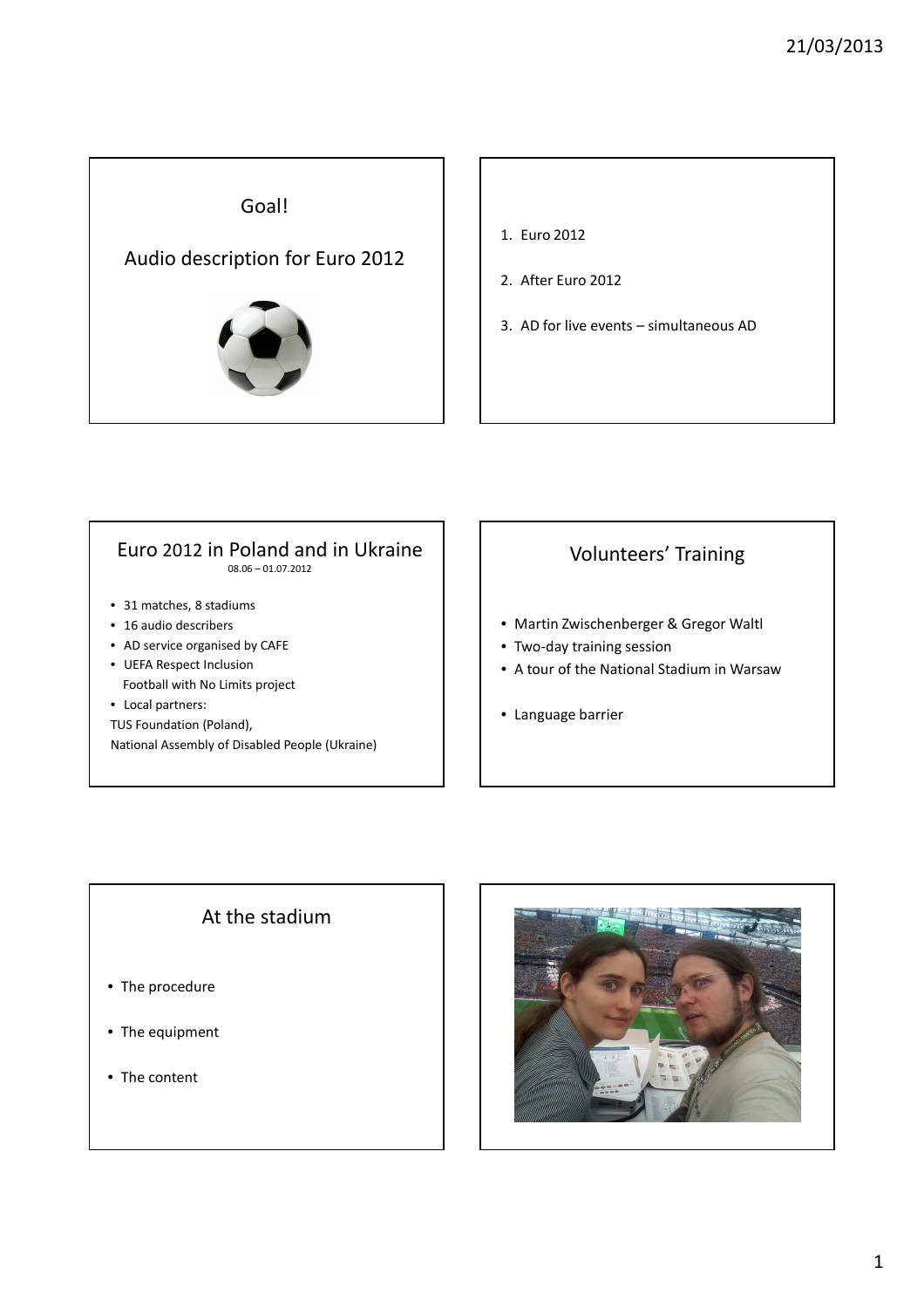## Goal!

## Audio description for Euro 2012

1. Euro 2012
2. After Euro 2012
3. AD for live events – simultaneous AD

## Euro 2012 in Poland and in Ukraine

08.06 – 01.07.2012

- 31 matches, 8 stadiums
- 16 audio describers
- AD service organised by CAFE
- UEFA Respect Inclusion
  Football with No Limits project
- Local partners:

TUS Foundation (Poland),
National Assembly of Disabled People (Ukraine)

## Volunteers' Training

- Martin Zwischenberger & Gregor Waltl
- Two-day training session
- A tour of the National Stadium in Warsaw
- Language barrier

## At the stadium

- The procedure
- The equipment
- The content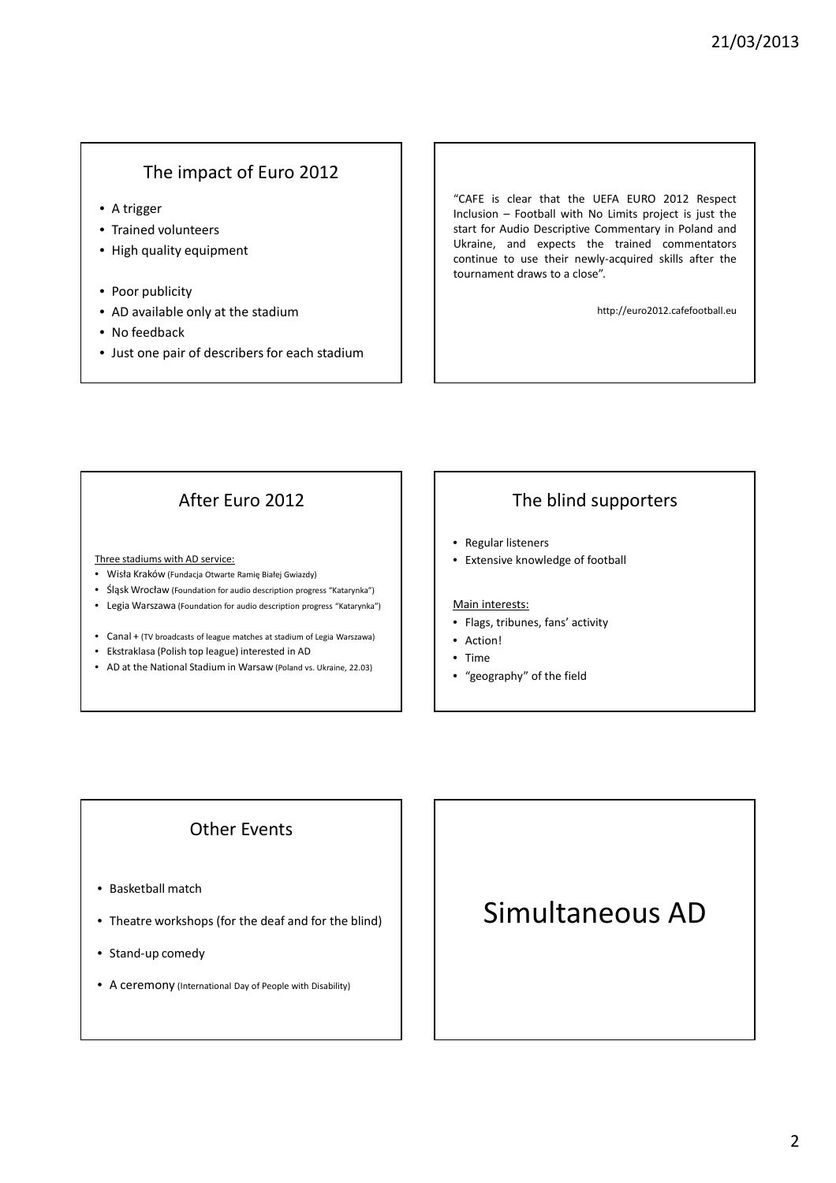## The impact of Euro 2012

- A trigger
- Trained volunteers
- High quality equipment

- Poor publicity
- AD available only at the stadium
- No feedback
- Just one pair of describers for each stadium

"CAFE is clear that the UEFA EURO 2012 Respect Inclusion – Football with No Limits project is just the start for Audio Descriptive Commentary in Poland and Ukraine, and expects the trained commentators continue to use their newly-acquired skills after the tournament draws to a close".

http://euro2012.cafefootball.eu

## After Euro 2012

Three stadiums with AD service:

- Wisła Kraków (Fundacja Otwarte Ramię Białej Gwiazdy)
- Śląsk Wrocław (Foundation for audio description progress "Katarynka")
- Legia Warszawa (Foundation for audio description progress "Katarynka")

- Canal + (TV broadcasts of league matches at stadium of Legia Warszawa)
- Ekstraklasa (Polish top league) interested in AD
- AD at the National Stadium in Warsaw (Poland vs. Ukraine, 22.03)

## The blind supporters

- Regular listeners
- Extensive knowledge of football

Main interests:

- Flags, tribunes, fans' activity
- Action!
- Time
- "geography" of the field

## Other Events

- Basketball match
- Theatre workshops (for the deaf and for the blind)
- Stand-up comedy
- A ceremony (International Day of People with Disability)

# Simultaneous AD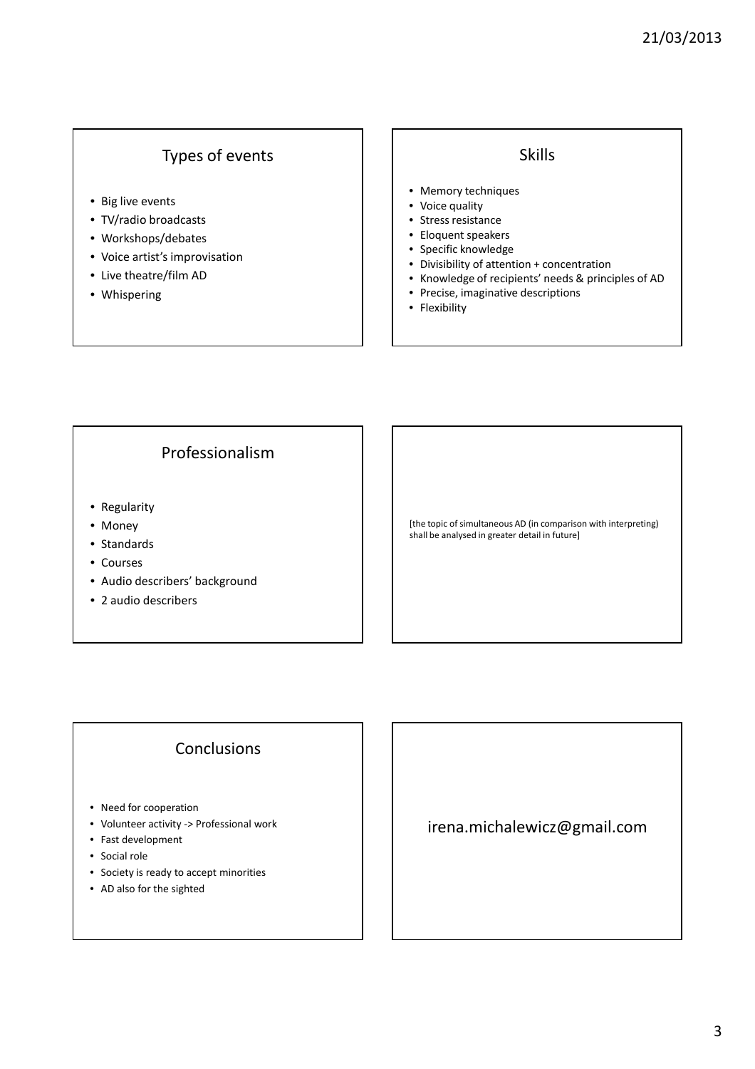## Types of events

- Big live events
- TV/radio broadcasts
- Workshops/debates
- Voice artist's improvisation
- Live theatre/film AD
- Whispering

## Skills

- Memory techniques
- Voice quality
- Stress resistance
- Eloquent speakers
- Specific knowledge
- Divisibility of attention + concentration
- Knowledge of recipients' needs & principles of AD
- Precise, imaginative descriptions
- Flexibility

## Professionalism

- Regularity
- Money
- Standards
- Courses
- Audio describers' background
- 2 audio describers

[the topic of simultaneous AD (in comparison with interpreting) shall be analysed in greater detail in future]

## Conclusions

- Need for cooperation
- Volunteer activity -> Professional work
- Fast development
- Social role
- Society is ready to accept minorities
- AD also for the sighted

irena.michalewicz@gmail.com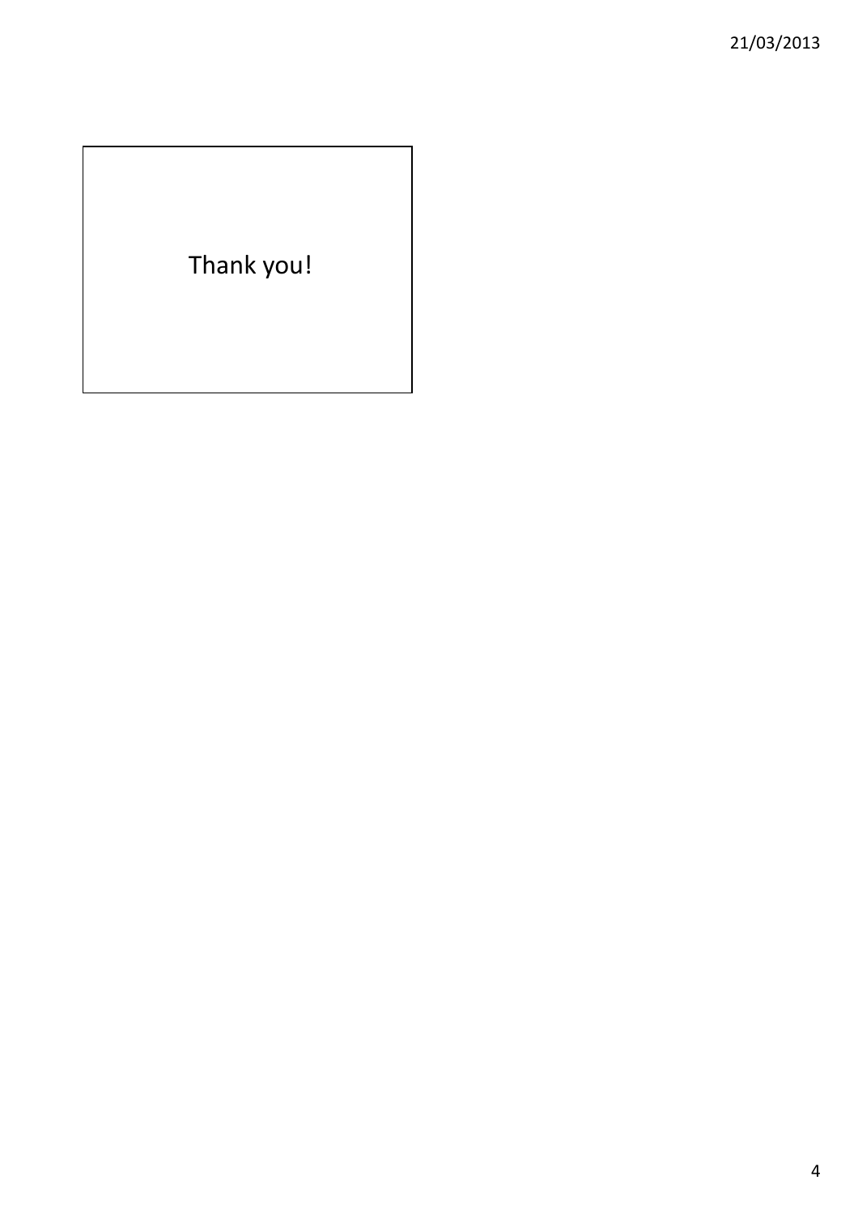Thank you!